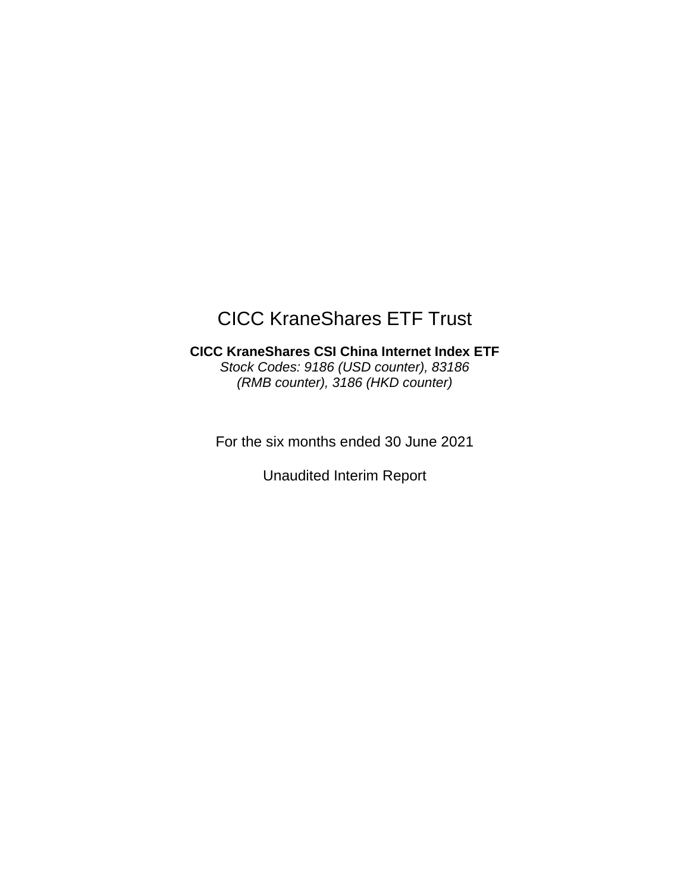# CICC KraneShares ETF Trust

**CICC KraneShares CSI China Internet Index ETF**

*Stock Codes: 9186 (USD counter), 83186 (RMB counter), 3186 (HKD counter)*

For the six months ended 30 June 2021

Unaudited Interim Report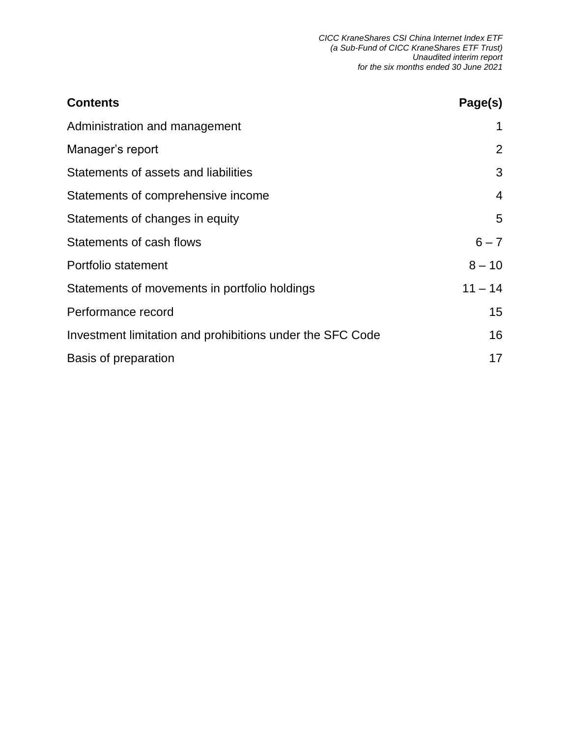| Contents | Page(s) |
| --- | --- |
| Administration and management | 1 |
| Manager's report | 2 |
| Statements of assets and liabilities | 3 |
| Statements of comprehensive income | 4 |
| Statements of changes in equity | 5 |
| Statements of cash flows | 6 – 7 |
| Portfolio statement | 8 – 10 |
| Statements of movements in portfolio holdings | 11 – 14 |
| Performance record | 15 |
| Investment limitation and prohibitions under the SFC Code | 16 |
| Basis of preparation | 17 |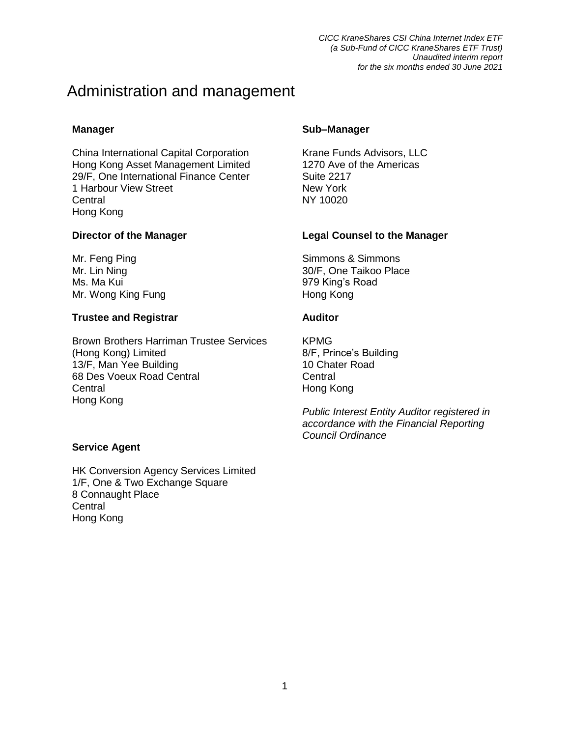# Administration and management

### Manager

China International Capital Corporation
Hong Kong Asset Management Limited
29/F, One International Finance Center
1 Harbour View Street
Central
Hong Kong

### Sub–Manager

Krane Funds Advisors, LLC
1270 Ave of the Americas
Suite 2217
New York
NY 10020

### Director of the Manager

Mr. Feng Ping
Mr. Lin Ning
Ms. Ma Kui
Mr. Wong King Fung

### Legal Counsel to the Manager

Simmons & Simmons
30/F, One Taikoo Place
979 King's Road
Hong Kong

### Trustee and Registrar

Brown Brothers Harriman Trustee Services
(Hong Kong) Limited
13/F, Man Yee Building
68 Des Voeux Road Central
Central
Hong Kong

### Auditor

KPMG
8/F, Prince's Building
10 Chater Road
Central
Hong Kong

*Public Interest Entity Auditor registered in accordance with the Financial Reporting Council Ordinance*

### Service Agent

HK Conversion Agency Services Limited
1/F, One & Two Exchange Square
8 Connaught Place
Central
Hong Kong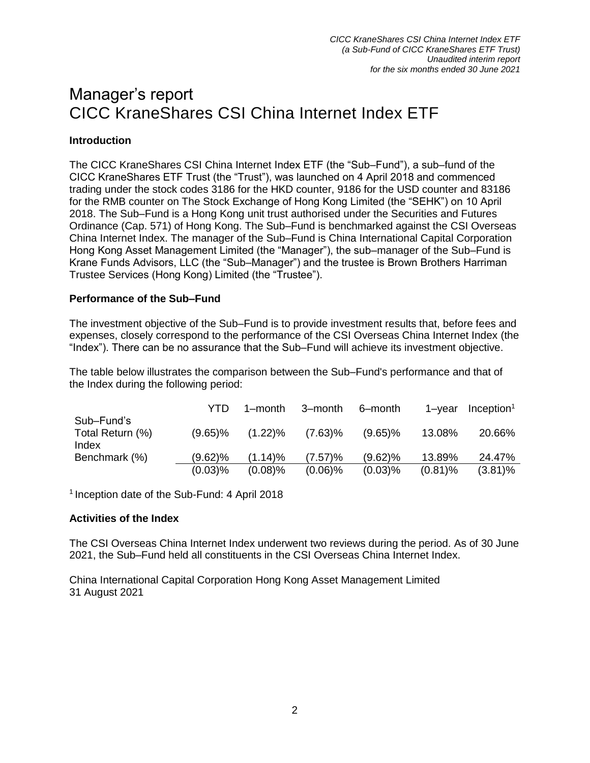# Manager's report
# CICC KraneShares CSI China Internet Index ETF

### Introduction

The CICC KraneShares CSI China Internet Index ETF (the "Sub–Fund"), a sub–fund of the CICC KraneShares ETF Trust (the "Trust"), was launched on 4 April 2018 and commenced trading under the stock codes 3186 for the HKD counter, 9186 for the USD counter and 83186 for the RMB counter on The Stock Exchange of Hong Kong Limited (the "SEHK") on 10 April 2018. The Sub–Fund is a Hong Kong unit trust authorised under the Securities and Futures Ordinance (Cap. 571) of Hong Kong. The Sub–Fund is benchmarked against the CSI Overseas China Internet Index. The manager of the Sub–Fund is China International Capital Corporation Hong Kong Asset Management Limited (the "Manager"), the sub–manager of the Sub–Fund is Krane Funds Advisors, LLC (the "Sub–Manager") and the trustee is Brown Brothers Harriman Trustee Services (Hong Kong) Limited (the "Trustee").

### Performance of the Sub–Fund

The investment objective of the Sub–Fund is to provide investment results that, before fees and expenses, closely correspond to the performance of the CSI Overseas China Internet Index (the "Index"). There can be no assurance that the Sub–Fund will achieve its investment objective.

The table below illustrates the comparison between the Sub–Fund's performance and that of the Index during the following period:

| | YTD | 1–month | 3–month | 6–month | 1–year | Inception[1] |
|---|---|---|---|---|---|---|
| Sub–Fund's Total Return (%) | (9.65)% | (1.22)% | (7.63)% | (9.65)% | 13.08% | 20.66% |
| Index Benchmark (%) | (9.62)% | (1.14)% | (7.57)% | (9.62)% | 13.89% | 24.47% |
| | (0.03)% | (0.08)% | (0.06)% | (0.03)% | (0.81)% | (3.81)% |

[1] Inception date of the Sub-Fund: 4 April 2018

### Activities of the Index

The CSI Overseas China Internet Index underwent two reviews during the period. As of 30 June 2021, the Sub–Fund held all constituents in the CSI Overseas China Internet Index.

China International Capital Corporation Hong Kong Asset Management Limited
31 August 2021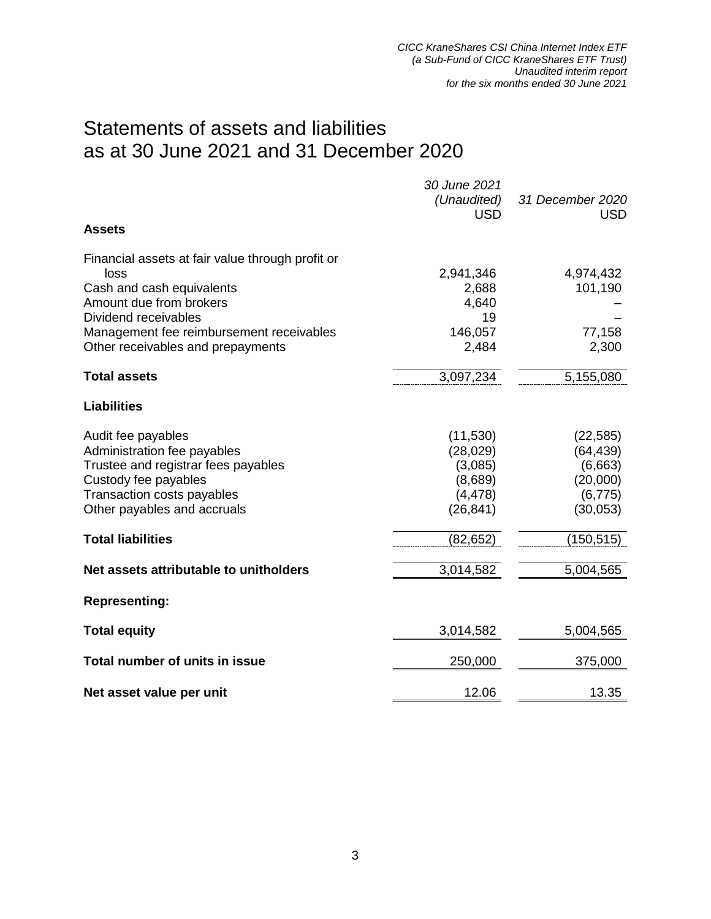# Statements of assets and liabilities as at 30 June 2021 and 31 December 2020

| | 30 June 2021 (Unaudited) USD | 31 December 2020 USD |
|---|---|---|
| **Assets** | | |
| Financial assets at fair value through profit or loss | 2,941,346 | 4,974,432 |
| Cash and cash equivalents | 2,688 | 101,190 |
| Amount due from brokers | 4,640 | – |
| Dividend receivables | 19 | – |
| Management fee reimbursement receivables | 146,057 | 77,158 |
| Other receivables and prepayments | 2,484 | 2,300 |
| **Total assets** | 3,097,234 | 5,155,080 |
| **Liabilities** | | |
| Audit fee payables | (11,530) | (22,585) |
| Administration fee payables | (28,029) | (64,439) |
| Trustee and registrar fees payables | (3,085) | (6,663) |
| Custody fee payables | (8,689) | (20,000) |
| Transaction costs payables | (4,478) | (6,775) |
| Other payables and accruals | (26,841) | (30,053) |
| **Total liabilities** | (82,652) | (150,515) |
| **Net assets attributable to unitholders** | 3,014,582 | 5,004,565 |
| **Representing:** | | |
| **Total equity** | 3,014,582 | 5,004,565 |
| **Total number of units in issue** | 250,000 | 375,000 |
| **Net asset value per unit** | 12.06 | 13.35 |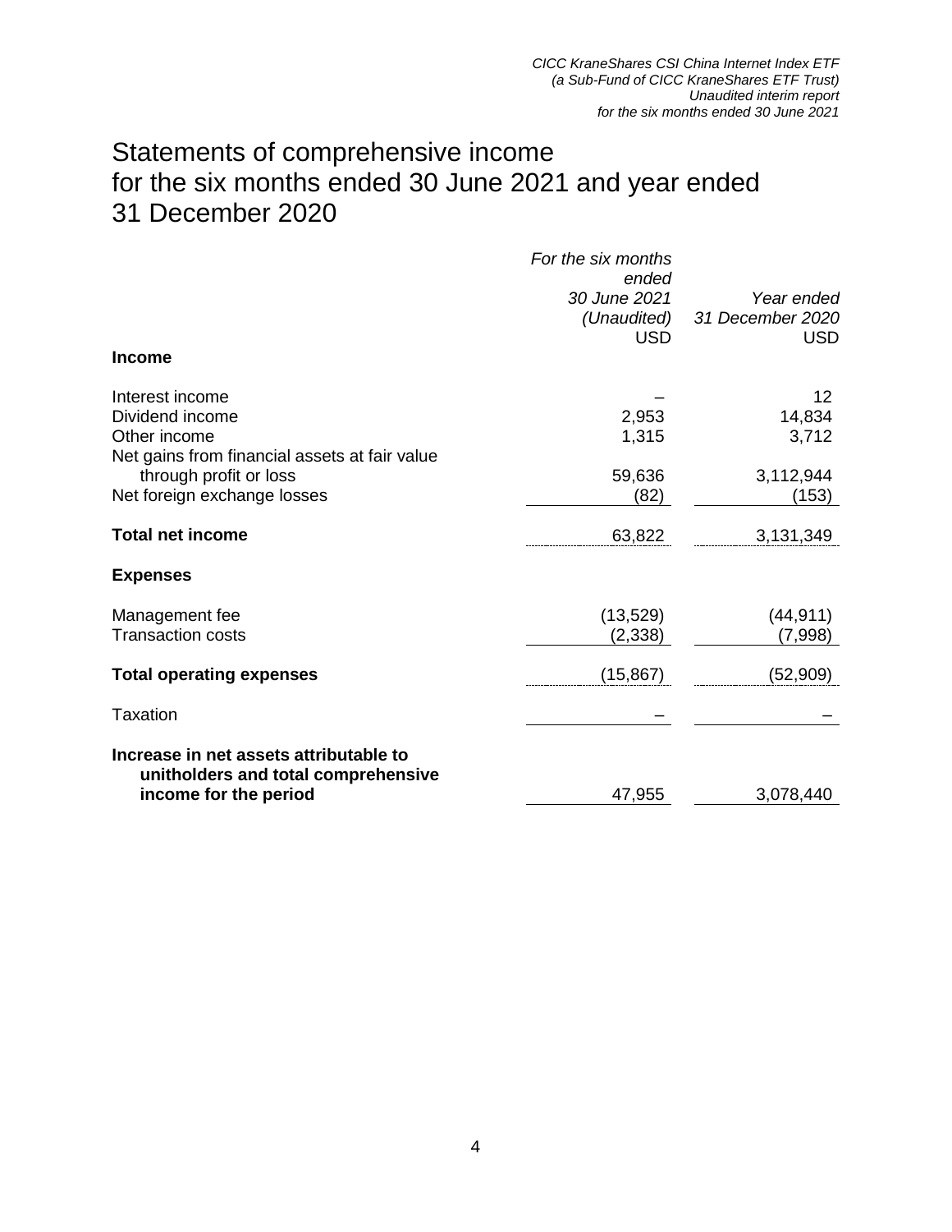# Statements of comprehensive income for the six months ended 30 June 2021 and year ended 31 December 2020

| | *For the six months ended 30 June 2021 (Unaudited)* USD | *Year ended 31 December 2020* USD |
|---|---|---|
| **Income** | | |
| Interest income | – | 12 |
| Dividend income | 2,953 | 14,834 |
| Other income | 1,315 | 3,712 |
| Net gains from financial assets at fair value through profit or loss | 59,636 | 3,112,944 |
| Net foreign exchange losses | (82) | (153) |
| **Total net income** | 63,822 | 3,131,349 |
| **Expenses** | | |
| Management fee | (13,529) | (44,911) |
| Transaction costs | (2,338) | (7,998) |
| **Total operating expenses** | (15,867) | (52,909) |
| Taxation | – | – |
| **Increase in net assets attributable to unitholders and total comprehensive income for the period** | 47,955 | 3,078,440 |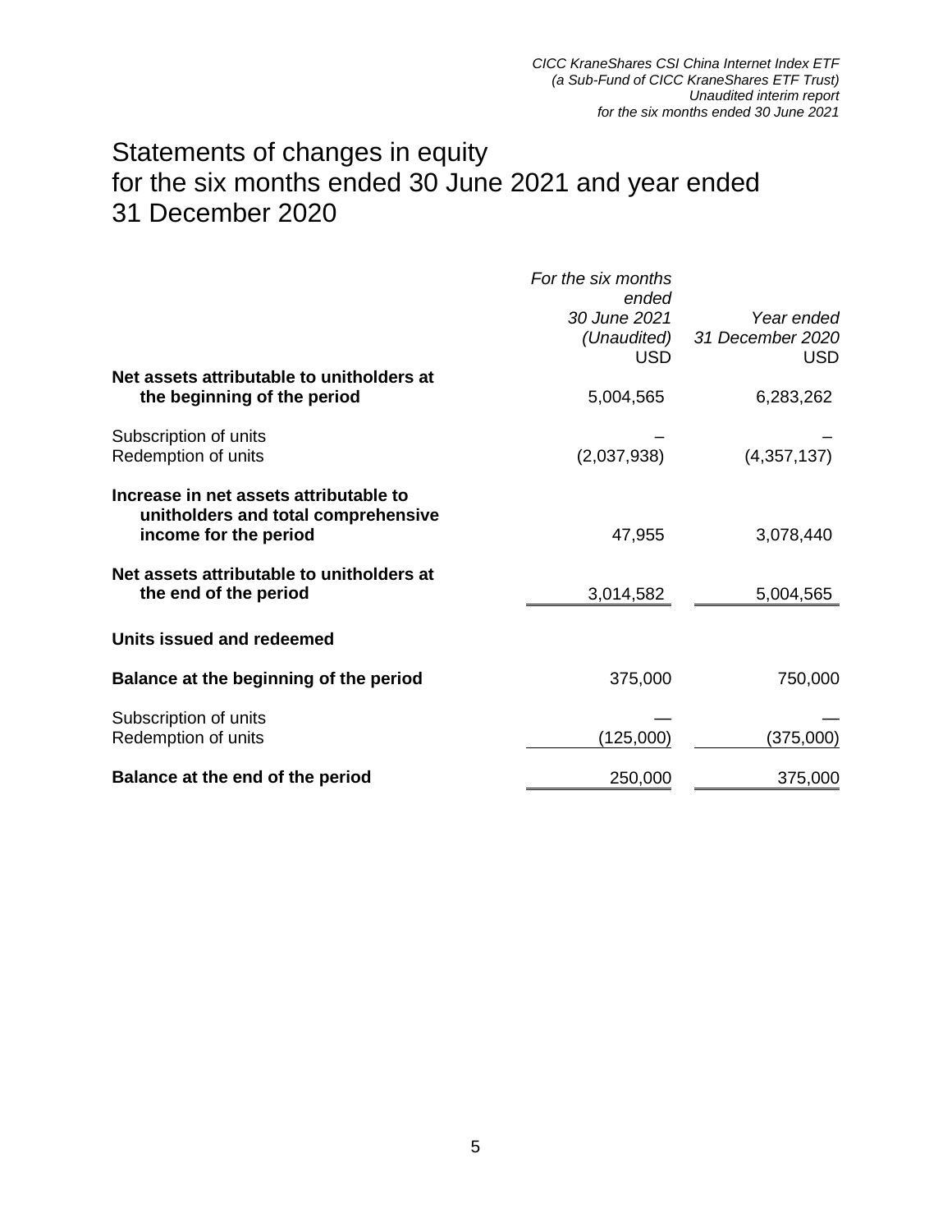# Statements of changes in equity for the six months ended 30 June 2021 and year ended 31 December 2020

| | *For the six months ended 30 June 2021 (Unaudited)* USD | *Year ended 31 December 2020* USD |
|---|---|---|
| **Net assets attributable to unitholders at the beginning of the period** | 5,004,565 | 6,283,262 |
| Subscription of units | – | – |
| Redemption of units | (2,037,938) | (4,357,137) |
| **Increase in net assets attributable to unitholders and total comprehensive income for the period** | 47,955 | 3,078,440 |
| **Net assets attributable to unitholders at the end of the period** | 3,014,582 | 5,004,565 |
| **Units issued and redeemed** | | |
| **Balance at the beginning of the period** | 375,000 | 750,000 |
| Subscription of units | — | — |
| Redemption of units | (125,000) | (375,000) |
| **Balance at the end of the period** | 250,000 | 375,000 |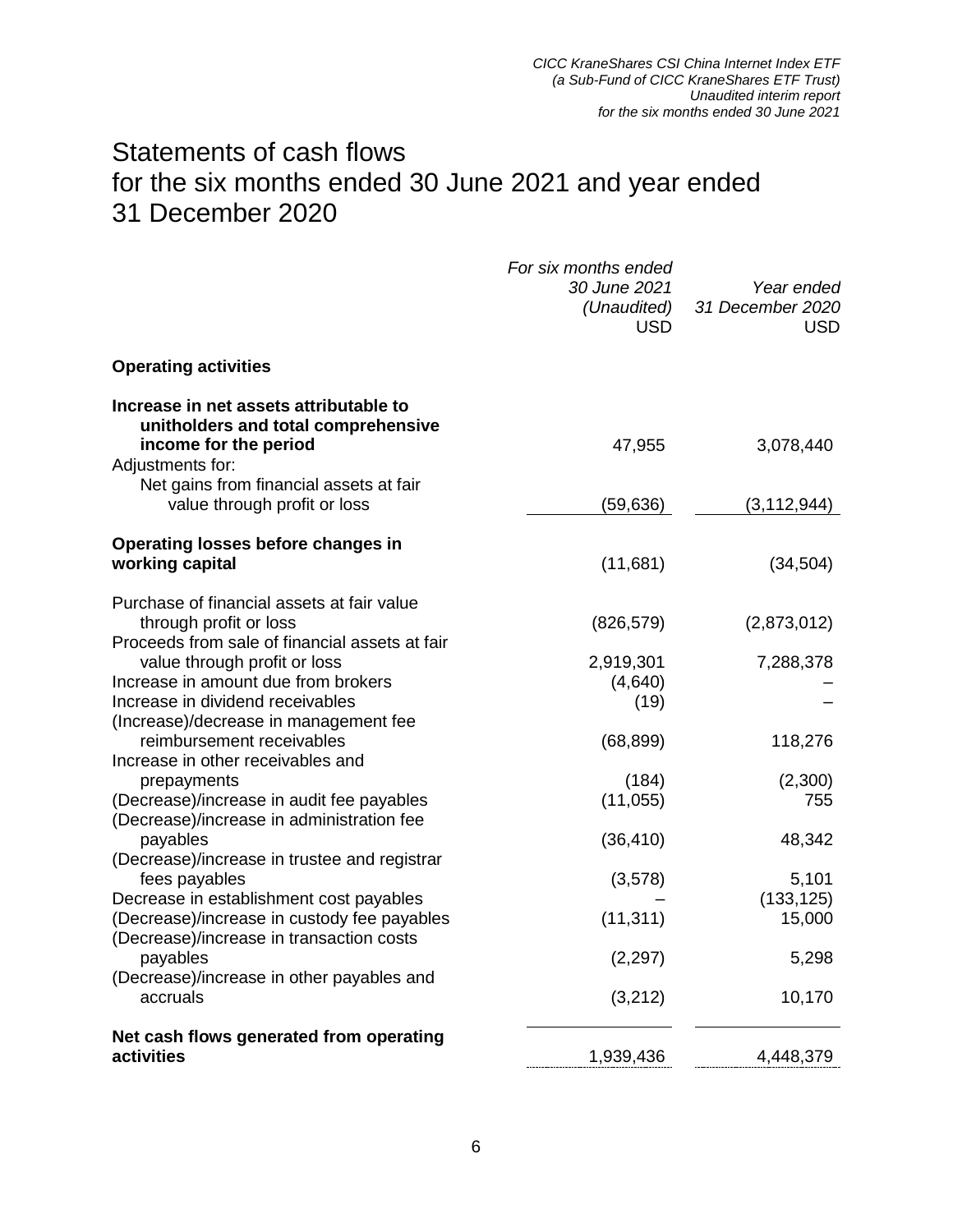# Statements of cash flows
# for the six months ended 30 June 2021 and year ended 31 December 2020

| | *For six months ended 30 June 2021 (Unaudited)* USD | *Year ended 31 December 2020* USD |
|---|---|---|
| **Operating activities** | | |
| **Increase in net assets attributable to unitholders and total comprehensive income for the period** | 47,955 | 3,078,440 |
| Adjustments for: | | |
| Net gains from financial assets at fair value through profit or loss | (59,636) | (3,112,944) |
| **Operating losses before changes in working capital** | (11,681) | (34,504) |
| Purchase of financial assets at fair value through profit or loss | (826,579) | (2,873,012) |
| Proceeds from sale of financial assets at fair value through profit or loss | 2,919,301 | 7,288,378 |
| Increase in amount due from brokers | (4,640) | – |
| Increase in dividend receivables | (19) | – |
| (Increase)/decrease in management fee reimbursement receivables | (68,899) | 118,276 |
| Increase in other receivables and prepayments | (184) | (2,300) |
| (Decrease)/increase in audit fee payables | (11,055) | 755 |
| (Decrease)/increase in administration fee payables | (36,410) | 48,342 |
| (Decrease)/increase in trustee and registrar fees payables | (3,578) | 5,101 |
| Decrease in establishment cost payables | – | (133,125) |
| (Decrease)/increase in custody fee payables | (11,311) | 15,000 |
| (Decrease)/increase in transaction costs payables | (2,297) | 5,298 |
| (Decrease)/increase in other payables and accruals | (3,212) | 10,170 |
| **Net cash flows generated from operating activities** | 1,939,436 | 4,448,379 |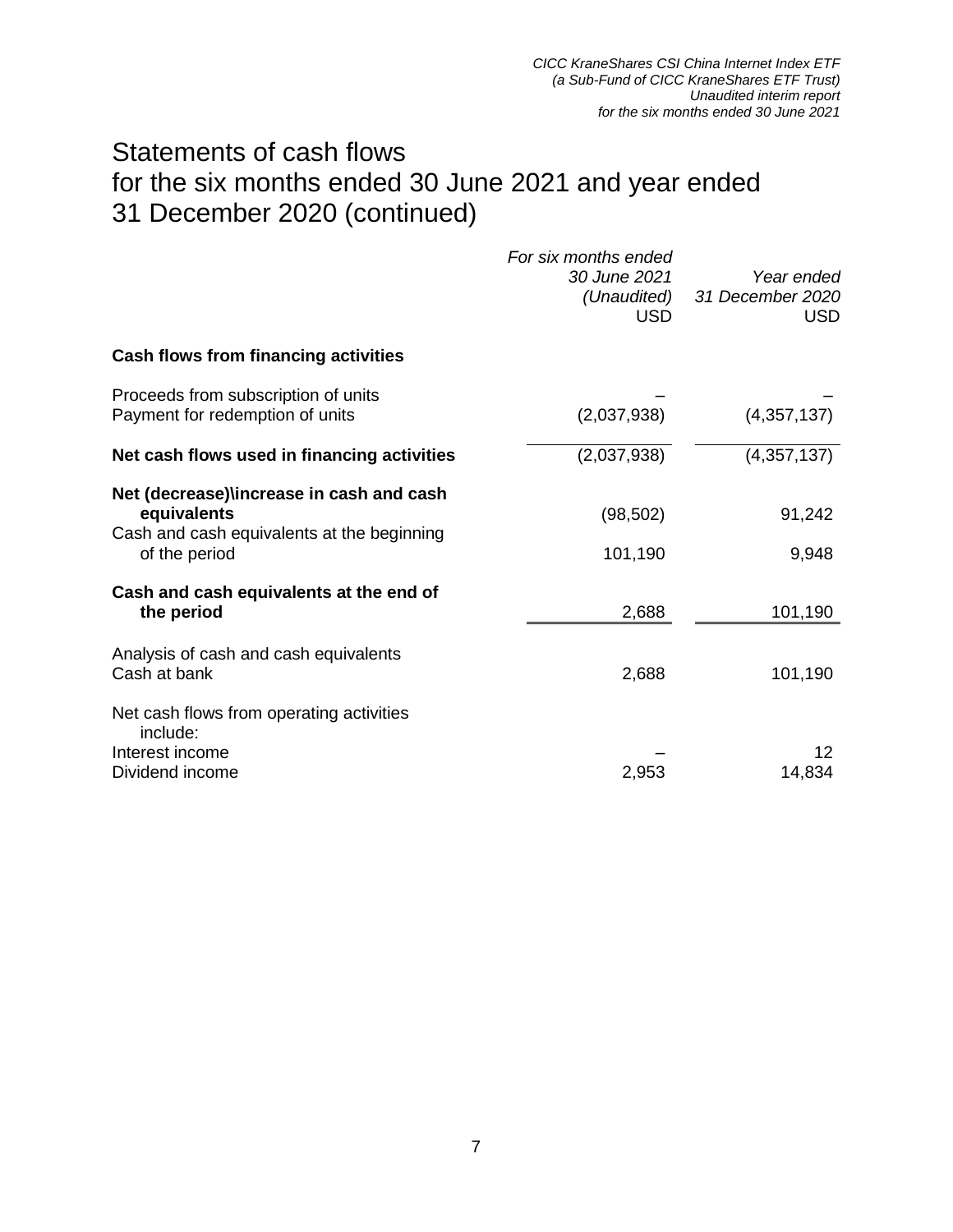# Statements of cash flows for the six months ended 30 June 2021 and year ended 31 December 2020 (continued)

| | *For six months ended 30 June 2021 (Unaudited)* USD | *Year ended 31 December 2020* USD |
|---|---|---|
| **Cash flows from financing activities** | | |
| Proceeds from subscription of units | – | – |
| Payment for redemption of units | (2,037,938) | (4,357,137) |
| **Net cash flows used in financing activities** | (2,037,938) | (4,357,137) |
| **Net (decrease)\increase in cash and cash equivalents** | (98,502) | 91,242 |
| Cash and cash equivalents at the beginning of the period | 101,190 | 9,948 |
| **Cash and cash equivalents at the end of the period** | 2,688 | 101,190 |
| Analysis of cash and cash equivalents | | |
| Cash at bank | 2,688 | 101,190 |
| Net cash flows from operating activities include: | | |
| Interest income | – | 12 |
| Dividend income | 2,953 | 14,834 |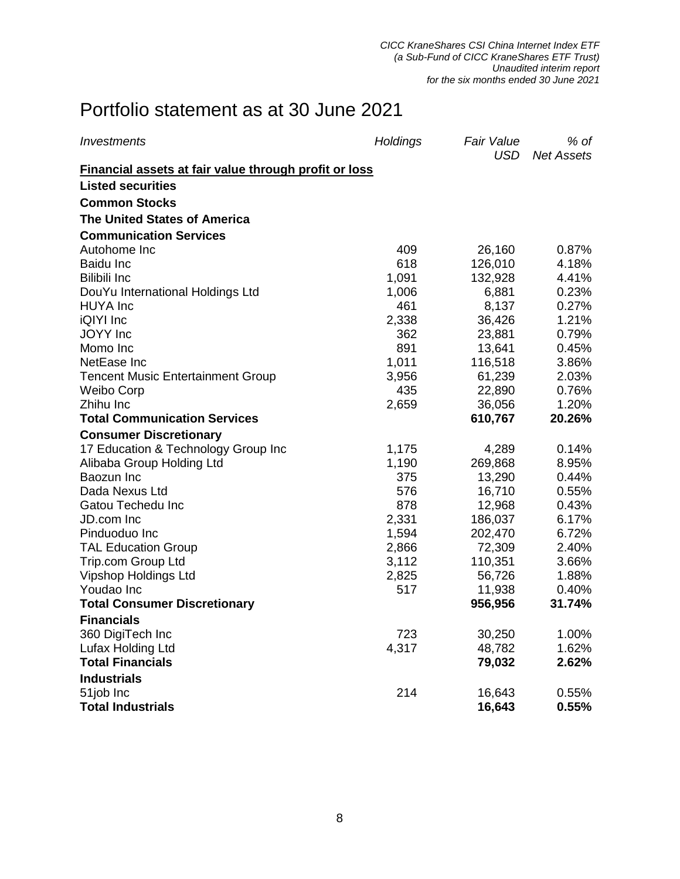# Portfolio statement as at 30 June 2021

| *Investments* | *Holdings* | *Fair Value USD* | *% of Net Assets* |
|---|---|---|---|
| **Financial assets at fair value through profit or loss** | | | |
| **Listed securities** | | | |
| **Common Stocks** | | | |
| **The United States of America** | | | |
| **Communication Services** | | | |
| Autohome Inc | 409 | 26,160 | 0.87% |
| Baidu Inc | 618 | 126,010 | 4.18% |
| Bilibili Inc | 1,091 | 132,928 | 4.41% |
| DouYu International Holdings Ltd | 1,006 | 6,881 | 0.23% |
| HUYA Inc | 461 | 8,137 | 0.27% |
| iQIYI Inc | 2,338 | 36,426 | 1.21% |
| JOYY Inc | 362 | 23,881 | 0.79% |
| Momo Inc | 891 | 13,641 | 0.45% |
| NetEase Inc | 1,011 | 116,518 | 3.86% |
| Tencent Music Entertainment Group | 3,956 | 61,239 | 2.03% |
| Weibo Corp | 435 | 22,890 | 0.76% |
| Zhihu Inc | 2,659 | 36,056 | 1.20% |
| **Total Communication Services** | | **610,767** | **20.26%** |
| **Consumer Discretionary** | | | |
| 17 Education & Technology Group Inc | 1,175 | 4,289 | 0.14% |
| Alibaba Group Holding Ltd | 1,190 | 269,868 | 8.95% |
| Baozun Inc | 375 | 13,290 | 0.44% |
| Dada Nexus Ltd | 576 | 16,710 | 0.55% |
| Gatou Techedu Inc | 878 | 12,968 | 0.43% |
| JD.com Inc | 2,331 | 186,037 | 6.17% |
| Pinduoduo Inc | 1,594 | 202,470 | 6.72% |
| TAL Education Group | 2,866 | 72,309 | 2.40% |
| Trip.com Group Ltd | 3,112 | 110,351 | 3.66% |
| Vipshop Holdings Ltd | 2,825 | 56,726 | 1.88% |
| Youdao Inc | 517 | 11,938 | 0.40% |
| **Total Consumer Discretionary** | | **956,956** | **31.74%** |
| **Financials** | | | |
| 360 DigiTech Inc | 723 | 30,250 | 1.00% |
| Lufax Holding Ltd | 4,317 | 48,782 | 1.62% |
| **Total Financials** | | **79,032** | **2.62%** |
| **Industrials** | | | |
| 51job Inc | 214 | 16,643 | 0.55% |
| **Total Industrials** | | **16,643** | **0.55%** |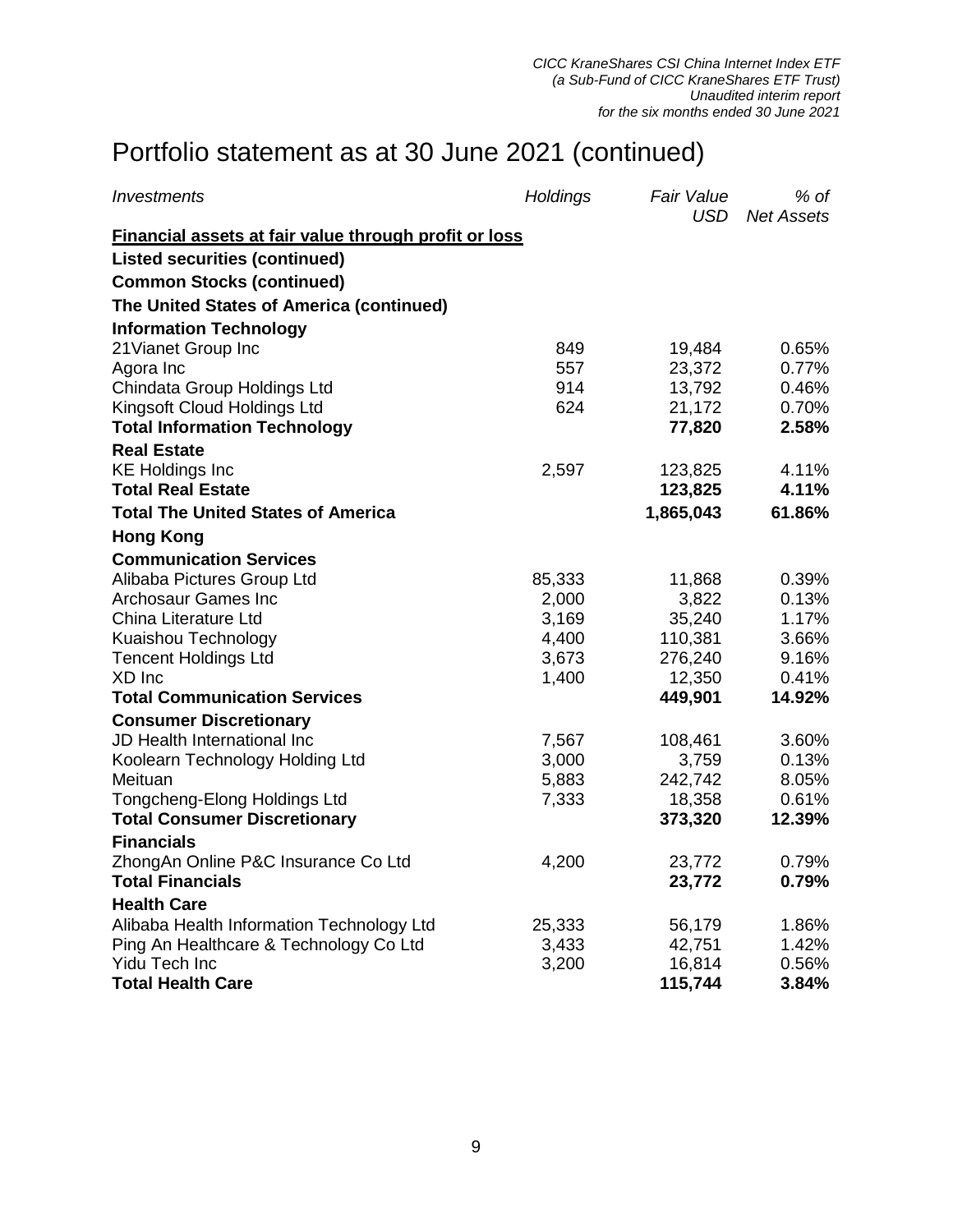# Portfolio statement as at 30 June 2021 (continued)

| *Investments* | *Holdings* | *Fair Value USD* | *% of Net Assets* |
|---|---|---|---|
| **Financial assets at fair value through profit or loss** | | | |
| **Listed securities (continued)** | | | |
| **Common Stocks (continued)** | | | |
| **The United States of America (continued)** | | | |
| **Information Technology** | | | |
| 21Vianet Group Inc | 849 | 19,484 | 0.65% |
| Agora Inc | 557 | 23,372 | 0.77% |
| Chindata Group Holdings Ltd | 914 | 13,792 | 0.46% |
| Kingsoft Cloud Holdings Ltd | 624 | 21,172 | 0.70% |
| **Total Information Technology** | | **77,820** | **2.58%** |
| **Real Estate** | | | |
| KE Holdings Inc | 2,597 | 123,825 | 4.11% |
| **Total Real Estate** | | **123,825** | **4.11%** |
| **Total The United States of America** | | **1,865,043** | **61.86%** |
| **Hong Kong** | | | |
| **Communication Services** | | | |
| Alibaba Pictures Group Ltd | 85,333 | 11,868 | 0.39% |
| Archosaur Games Inc | 2,000 | 3,822 | 0.13% |
| China Literature Ltd | 3,169 | 35,240 | 1.17% |
| Kuaishou Technology | 4,400 | 110,381 | 3.66% |
| Tencent Holdings Ltd | 3,673 | 276,240 | 9.16% |
| XD Inc | 1,400 | 12,350 | 0.41% |
| **Total Communication Services** | | **449,901** | **14.92%** |
| **Consumer Discretionary** | | | |
| JD Health International Inc | 7,567 | 108,461 | 3.60% |
| Koolearn Technology Holding Ltd | 3,000 | 3,759 | 0.13% |
| Meituan | 5,883 | 242,742 | 8.05% |
| Tongcheng-Elong Holdings Ltd | 7,333 | 18,358 | 0.61% |
| **Total Consumer Discretionary** | | **373,320** | **12.39%** |
| **Financials** | | | |
| ZhongAn Online P&C Insurance Co Ltd | 4,200 | 23,772 | 0.79% |
| **Total Financials** | | **23,772** | **0.79%** |
| **Health Care** | | | |
| Alibaba Health Information Technology Ltd | 25,333 | 56,179 | 1.86% |
| Ping An Healthcare & Technology Co Ltd | 3,433 | 42,751 | 1.42% |
| Yidu Tech Inc | 3,200 | 16,814 | 0.56% |
| **Total Health Care** | | **115,744** | **3.84%** |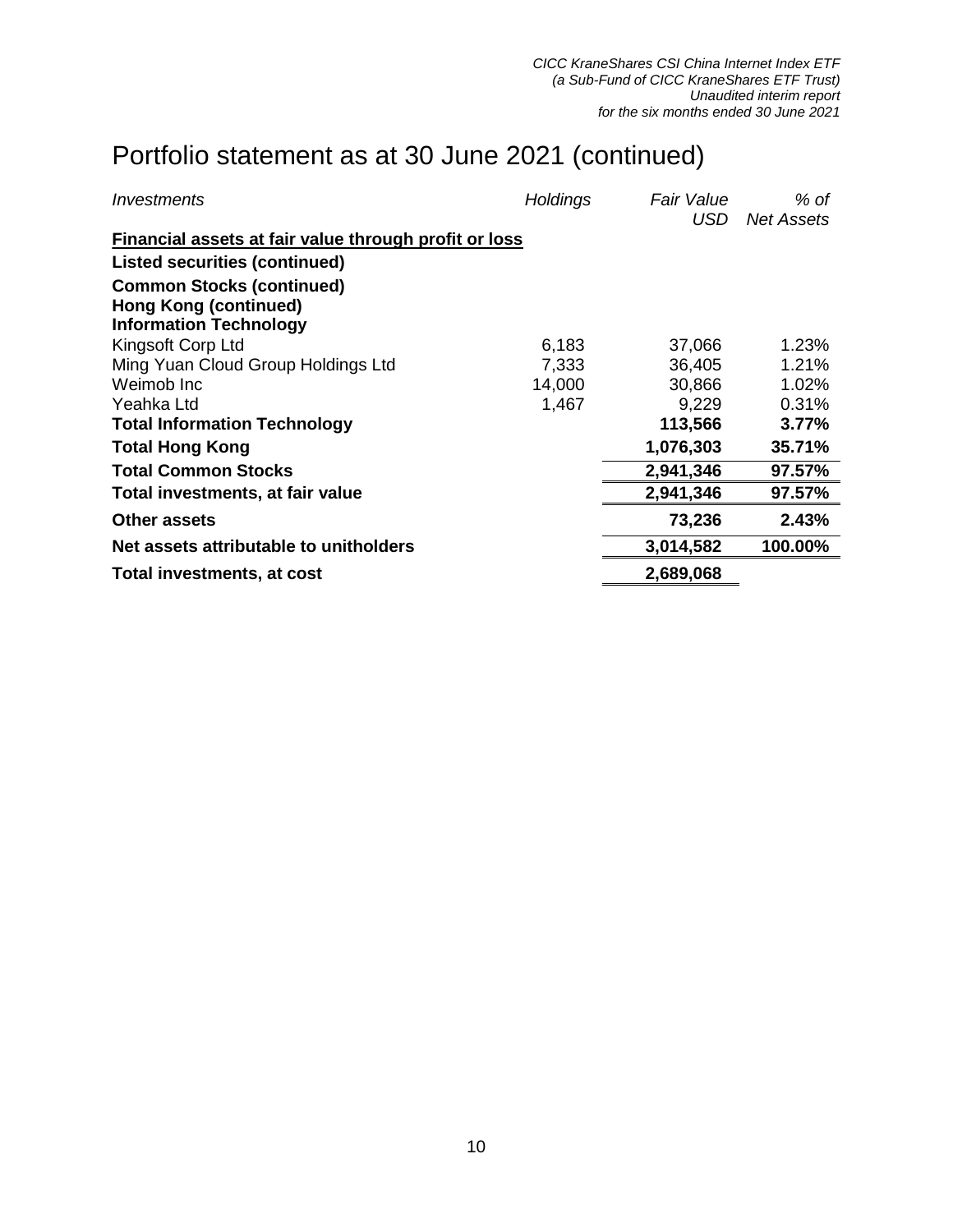# Portfolio statement as at 30 June 2021 (continued)

| *Investments* | *Holdings* | *Fair Value USD* | *% of Net Assets* |
|---|---|---|---|
| **Financial assets at fair value through profit or loss** | | | |
| **Listed securities (continued)** | | | |
| **Common Stocks (continued)** | | | |
| **Hong Kong (continued)** | | | |
| **Information Technology** | | | |
| Kingsoft Corp Ltd | 6,183 | 37,066 | 1.23% |
| Ming Yuan Cloud Group Holdings Ltd | 7,333 | 36,405 | 1.21% |
| Weimob Inc | 14,000 | 30,866 | 1.02% |
| Yeahka Ltd | 1,467 | 9,229 | 0.31% |
| **Total Information Technology** | | **113,566** | **3.77%** |
| **Total Hong Kong** | | **1,076,303** | **35.71%** |
| **Total Common Stocks** | | **2,941,346** | **97.57%** |
| **Total investments, at fair value** | | **2,941,346** | **97.57%** |
| **Other assets** | | **73,236** | **2.43%** |
| **Net assets attributable to unitholders** | | **3,014,582** | **100.00%** |
| **Total investments, at cost** | | **2,689,068** | |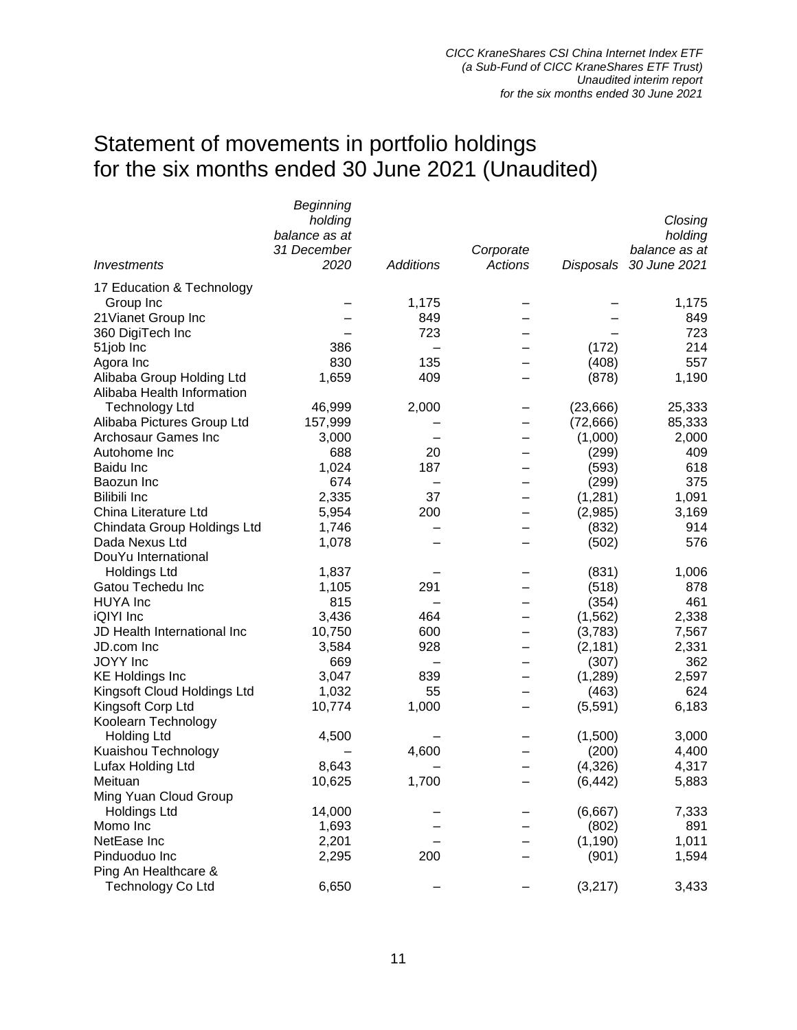# Statement of movements in portfolio holdings for the six months ended 30 June 2021 (Unaudited)

| *Investments* | *Beginning holding balance as at 31 December 2020* | *Additions* | *Corporate Actions* | *Disposals* | *Closing holding balance as at 30 June 2021* |
|---|---|---|---|---|---|
| 17 Education & Technology Group Inc | – | 1,175 | – | – | 1,175 |
| 21Vianet Group Inc | – | 849 | – | – | 849 |
| 360 DigiTech Inc | – | 723 | – | – | 723 |
| 51job Inc | 386 | – | – | (172) | 214 |
| Agora Inc | 830 | 135 | – | (408) | 557 |
| Alibaba Group Holding Ltd | 1,659 | 409 | – | (878) | 1,190 |
| Alibaba Health Information Technology Ltd | 46,999 | 2,000 | – | (23,666) | 25,333 |
| Alibaba Pictures Group Ltd | 157,999 | – | – | (72,666) | 85,333 |
| Archosaur Games Inc | 3,000 | – | – | (1,000) | 2,000 |
| Autohome Inc | 688 | 20 | – | (299) | 409 |
| Baidu Inc | 1,024 | 187 | – | (593) | 618 |
| Baozun Inc | 674 | – | – | (299) | 375 |
| Bilibili Inc | 2,335 | 37 | – | (1,281) | 1,091 |
| China Literature Ltd | 5,954 | 200 | – | (2,985) | 3,169 |
| Chindata Group Holdings Ltd | 1,746 | – | – | (832) | 914 |
| Dada Nexus Ltd | 1,078 | – | – | (502) | 576 |
| DouYu International Holdings Ltd | 1,837 | – | – | (831) | 1,006 |
| Gatou Techedu Inc | 1,105 | 291 | – | (518) | 878 |
| HUYA Inc | 815 | – | – | (354) | 461 |
| iQIYI Inc | 3,436 | 464 | – | (1,562) | 2,338 |
| JD Health International Inc | 10,750 | 600 | – | (3,783) | 7,567 |
| JD.com Inc | 3,584 | 928 | – | (2,181) | 2,331 |
| JOYY Inc | 669 | – | – | (307) | 362 |
| KE Holdings Inc | 3,047 | 839 | – | (1,289) | 2,597 |
| Kingsoft Cloud Holdings Ltd | 1,032 | 55 | – | (463) | 624 |
| Kingsoft Corp Ltd | 10,774 | 1,000 | – | (5,591) | 6,183 |
| Koolearn Technology Holding Ltd | 4,500 | – | – | (1,500) | 3,000 |
| Kuaishou Technology | – | 4,600 | – | (200) | 4,400 |
| Lufax Holding Ltd | 8,643 | – | – | (4,326) | 4,317 |
| Meituan | 10,625 | 1,700 | – | (6,442) | 5,883 |
| Ming Yuan Cloud Group Holdings Ltd | 14,000 | – | – | (6,667) | 7,333 |
| Momo Inc | 1,693 | – | – | (802) | 891 |
| NetEase Inc | 2,201 | – | – | (1,190) | 1,011 |
| Pinduoduo Inc | 2,295 | 200 | – | (901) | 1,594 |
| Ping An Healthcare & Technology Co Ltd | 6,650 | – | – | (3,217) | 3,433 |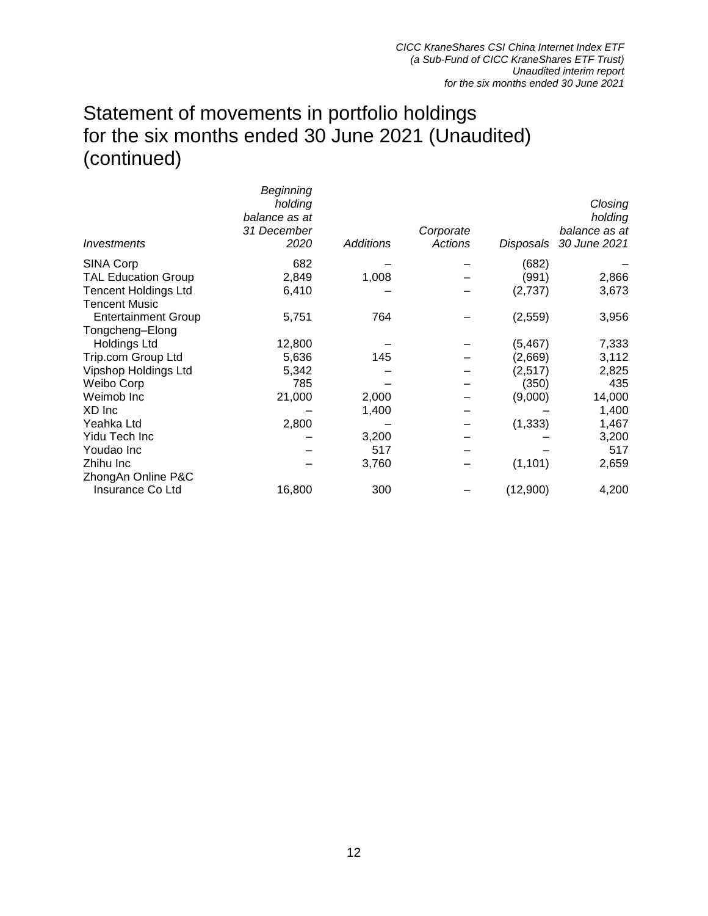# Statement of movements in portfolio holdings for the six months ended 30 June 2021 (Unaudited) (continued)

| *Investments* | *Beginning holding balance as at 31 December 2020* | *Additions* | *Corporate Actions* | *Disposals* | *Closing holding balance as at 30 June 2021* |
|---|---|---|---|---|---|
| SINA Corp | 682 | – | – | (682) | – |
| TAL Education Group | 2,849 | 1,008 | – | (991) | 2,866 |
| Tencent Holdings Ltd | 6,410 | – | – | (2,737) | 3,673 |
| Tencent Music Entertainment Group | 5,751 | 764 | – | (2,559) | 3,956 |
| Tongcheng–Elong Holdings Ltd | 12,800 | – | – | (5,467) | 7,333 |
| Trip.com Group Ltd | 5,636 | 145 | – | (2,669) | 3,112 |
| Vipshop Holdings Ltd | 5,342 | – | – | (2,517) | 2,825 |
| Weibo Corp | 785 | – | – | (350) | 435 |
| Weimob Inc | 21,000 | 2,000 | – | (9,000) | 14,000 |
| XD Inc | – | 1,400 | – | – | 1,400 |
| Yeahka Ltd | 2,800 | – | – | (1,333) | 1,467 |
| Yidu Tech Inc | – | 3,200 | – | – | 3,200 |
| Youdao Inc | – | 517 | – | – | 517 |
| Zhihu Inc | – | 3,760 | – | (1,101) | 2,659 |
| ZhongAn Online P&C Insurance Co Ltd | 16,800 | 300 | – | (12,900) | 4,200 |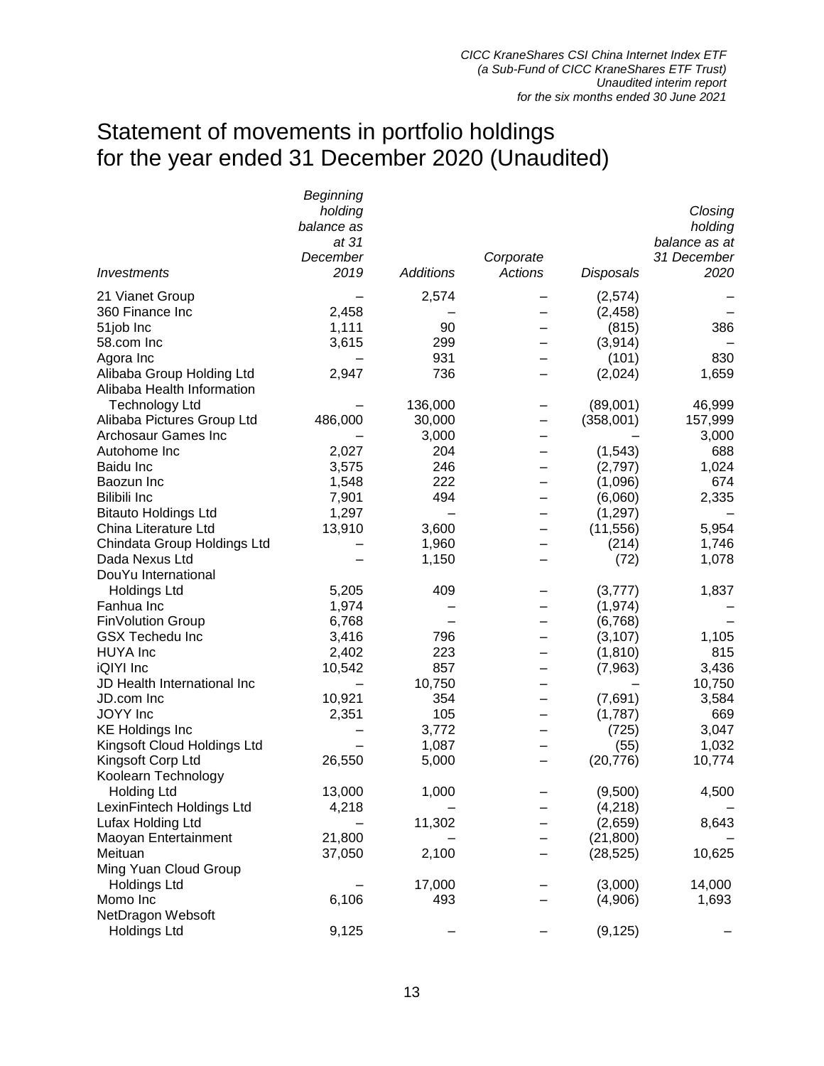# Statement of movements in portfolio holdings for the year ended 31 December 2020 (Unaudited)

| *Investments* | *Beginning holding balance as at 31 December 2019* | *Additions* | *Corporate Actions* | *Disposals* | *Closing holding balance as at 31 December 2020* |
|---|---|---|---|---|---|
| 21 Vianet Group | – | 2,574 | – | (2,574) | – |
| 360 Finance Inc | 2,458 | – | – | (2,458) | – |
| 51job Inc | 1,111 | 90 | – | (815) | 386 |
| 58.com Inc | 3,615 | 299 | – | (3,914) | – |
| Agora Inc | – | 931 | – | (101) | 830 |
| Alibaba Group Holding Ltd | 2,947 | 736 | – | (2,024) | 1,659 |
| Alibaba Health Information Technology Ltd | – | 136,000 | – | (89,001) | 46,999 |
| Alibaba Pictures Group Ltd | 486,000 | 30,000 | – | (358,001) | 157,999 |
| Archosaur Games Inc | – | 3,000 | – | – | 3,000 |
| Autohome Inc | 2,027 | 204 | – | (1,543) | 688 |
| Baidu Inc | 3,575 | 246 | – | (2,797) | 1,024 |
| Baozun Inc | 1,548 | 222 | – | (1,096) | 674 |
| Bilibili Inc | 7,901 | 494 | – | (6,060) | 2,335 |
| Bitauto Holdings Ltd | 1,297 | – | – | (1,297) | – |
| China Literature Ltd | 13,910 | 3,600 | – | (11,556) | 5,954 |
| Chindata Group Holdings Ltd | – | 1,960 | – | (214) | 1,746 |
| Dada Nexus Ltd | – | 1,150 | – | (72) | 1,078 |
| DouYu International Holdings Ltd | 5,205 | 409 | – | (3,777) | 1,837 |
| Fanhua Inc | 1,974 | – | – | (1,974) | – |
| FinVolution Group | 6,768 | – | – | (6,768) | – |
| GSX Techedu Inc | 3,416 | 796 | – | (3,107) | 1,105 |
| HUYA Inc | 2,402 | 223 | – | (1,810) | 815 |
| iQIYI Inc | 10,542 | 857 | – | (7,963) | 3,436 |
| JD Health International Inc | – | 10,750 | – | – | 10,750 |
| JD.com Inc | 10,921 | 354 | – | (7,691) | 3,584 |
| JOYY Inc | 2,351 | 105 | – | (1,787) | 669 |
| KE Holdings Inc | – | 3,772 | – | (725) | 3,047 |
| Kingsoft Cloud Holdings Ltd | – | 1,087 | – | (55) | 1,032 |
| Kingsoft Corp Ltd | 26,550 | 5,000 | – | (20,776) | 10,774 |
| Koolearn Technology Holding Ltd | 13,000 | 1,000 | – | (9,500) | 4,500 |
| LexinFintech Holdings Ltd | 4,218 | – | – | (4,218) | – |
| Lufax Holding Ltd | – | 11,302 | – | (2,659) | 8,643 |
| Maoyan Entertainment | 21,800 | – | – | (21,800) | – |
| Meituan | 37,050 | 2,100 | – | (28,525) | 10,625 |
| Ming Yuan Cloud Group Holdings Ltd | – | 17,000 | – | (3,000) | 14,000 |
| Momo Inc | 6,106 | 493 | – | (4,906) | 1,693 |
| NetDragon Websoft Holdings Ltd | 9,125 | – | – | (9,125) | – |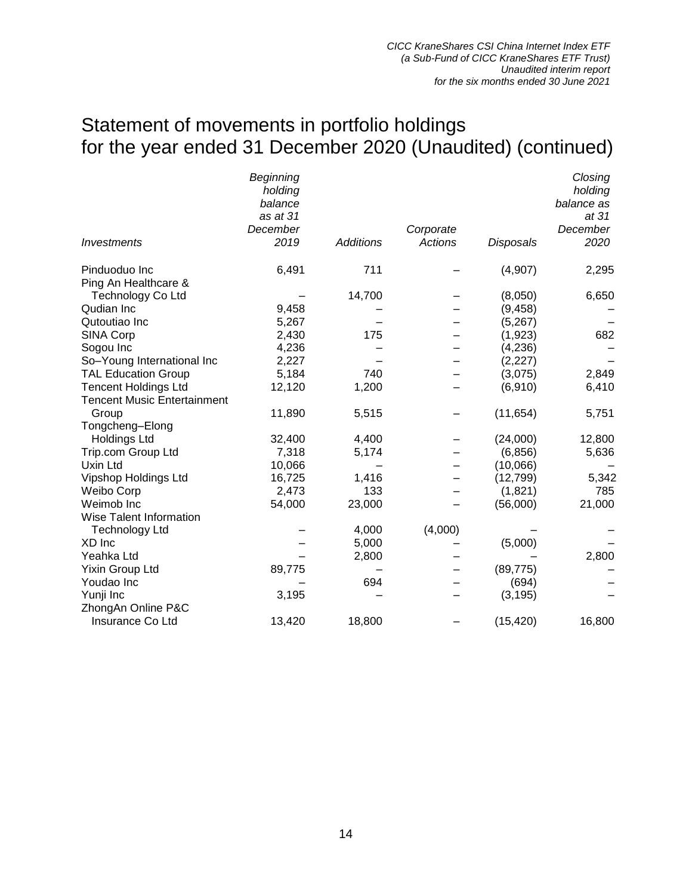# Statement of movements in portfolio holdings for the year ended 31 December 2020 (Unaudited) (continued)

| *Investments* | *Beginning holding balance as at 31 December 2019* | *Additions* | *Corporate Actions* | *Disposals* | *Closing holding balance as at 31 December 2020* |
|---|---|---|---|---|---|
| Pinduoduo Inc | 6,491 | 711 | – | (4,907) | 2,295 |
| Ping An Healthcare & Technology Co Ltd | – | 14,700 | – | (8,050) | 6,650 |
| Qudian Inc | 9,458 | – | – | (9,458) | – |
| Qutoutiao Inc | 5,267 | – | – | (5,267) | – |
| SINA Corp | 2,430 | 175 | – | (1,923) | 682 |
| Sogou Inc | 4,236 | – | – | (4,236) | – |
| So–Young International Inc | 2,227 | – | – | (2,227) | – |
| TAL Education Group | 5,184 | 740 | – | (3,075) | 2,849 |
| Tencent Holdings Ltd | 12,120 | 1,200 | – | (6,910) | 6,410 |
| Tencent Music Entertainment Group | 11,890 | 5,515 | – | (11,654) | 5,751 |
| Tongcheng–Elong Holdings Ltd | 32,400 | 4,400 | – | (24,000) | 12,800 |
| Trip.com Group Ltd | 7,318 | 5,174 | – | (6,856) | 5,636 |
| Uxin Ltd | 10,066 | – | – | (10,066) | – |
| Vipshop Holdings Ltd | 16,725 | 1,416 | – | (12,799) | 5,342 |
| Weibo Corp | 2,473 | 133 | – | (1,821) | 785 |
| Weimob Inc | 54,000 | 23,000 | – | (56,000) | 21,000 |
| Wise Talent Information Technology Ltd | – | 4,000 | (4,000) | – | – |
| XD Inc | – | 5,000 | – | (5,000) | – |
| Yeahka Ltd | – | 2,800 | – | – | 2,800 |
| Yixin Group Ltd | 89,775 | – | – | (89,775) | – |
| Youdao Inc | – | 694 | – | (694) | – |
| Yunji Inc | 3,195 | – | – | (3,195) | – |
| ZhongAn Online P&C Insurance Co Ltd | 13,420 | 18,800 | – | (15,420) | 16,800 |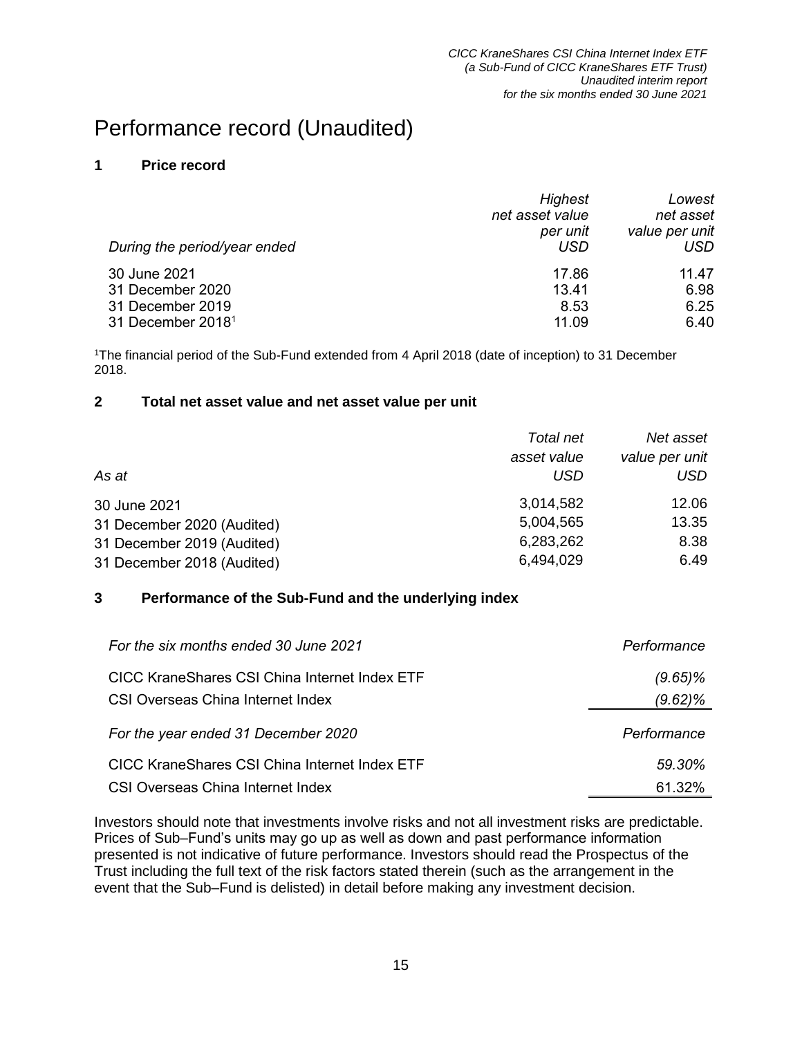# Performance record (Unaudited)

## 1 Price record

| *During the period/year ended* | *Highest net asset value per unit USD* | *Lowest net asset value per unit USD* |
|---|---|---|
| 30 June 2021 | 17.86 | 11.47 |
| 31 December 2020 | 13.41 | 6.98 |
| 31 December 2019 | 8.53 | 6.25 |
| 31 December 2018[1] | 11.09 | 6.40 |

[1]The financial period of the Sub-Fund extended from 4 April 2018 (date of inception) to 31 December 2018.

## 2 Total net asset value and net asset value per unit

| *As at* | *Total net asset value USD* | *Net asset value per unit USD* |
|---|---|---|
| 30 June 2021 | 3,014,582 | 12.06 |
| 31 December 2020 (Audited) | 5,004,565 | 13.35 |
| 31 December 2019 (Audited) | 6,283,262 | 8.38 |
| 31 December 2018 (Audited) | 6,494,029 | 6.49 |

## 3 Performance of the Sub-Fund and the underlying index

| *For the six months ended 30 June 2021* | *Performance* |
|---|---|
| CICC KraneShares CSI China Internet Index ETF | *(9.65)%* |
| CSI Overseas China Internet Index | *(9.62)%* |

| *For the year ended 31 December 2020* | *Performance* |
|---|---|
| CICC KraneShares CSI China Internet Index ETF | *59.30%* |
| CSI Overseas China Internet Index | 61.32% |

Investors should note that investments involve risks and not all investment risks are predictable. Prices of Sub–Fund's units may go up as well as down and past performance information presented is not indicative of future performance. Investors should read the Prospectus of the Trust including the full text of the risk factors stated therein (such as the arrangement in the event that the Sub–Fund is delisted) in detail before making any investment decision.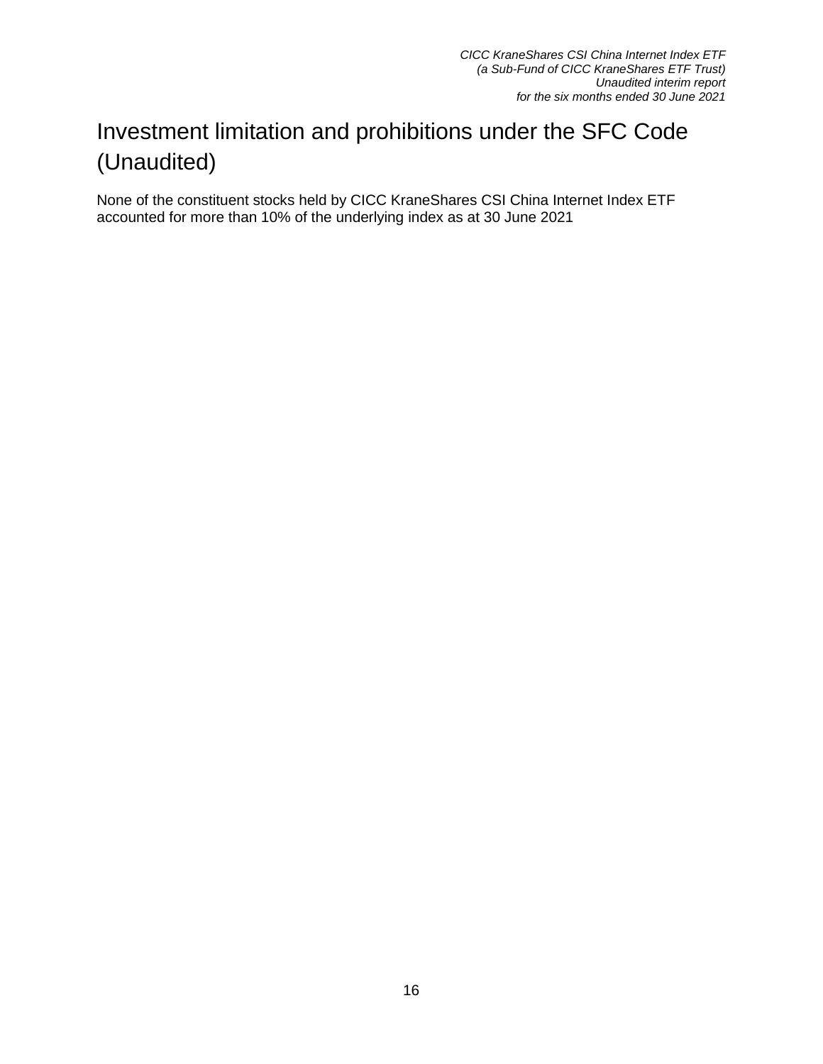# Investment limitation and prohibitions under the SFC Code (Unaudited)

None of the constituent stocks held by CICC KraneShares CSI China Internet Index ETF accounted for more than 10% of the underlying index as at 30 June 2021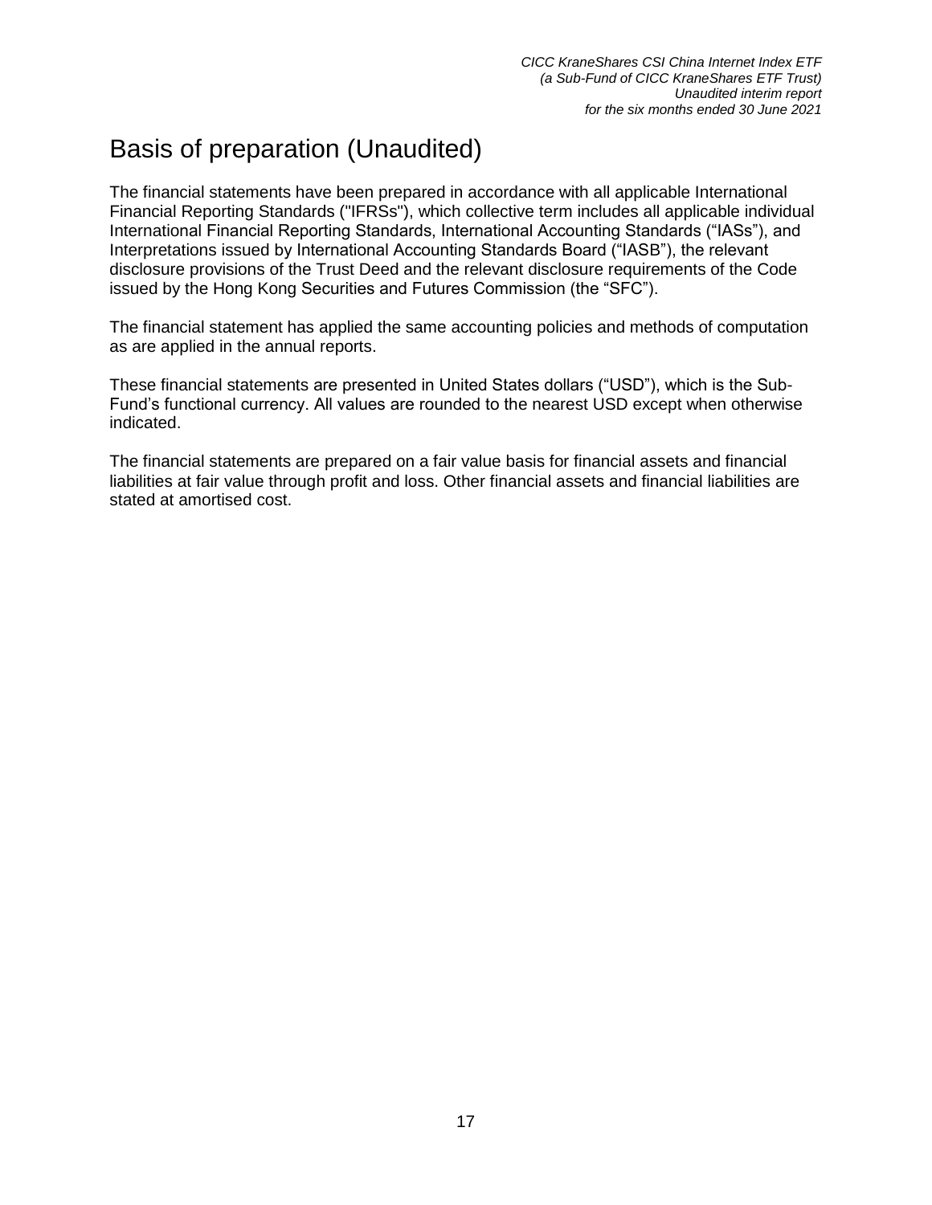# Basis of preparation (Unaudited)

The financial statements have been prepared in accordance with all applicable International Financial Reporting Standards ("IFRSs"), which collective term includes all applicable individual International Financial Reporting Standards, International Accounting Standards ("IASs"), and Interpretations issued by International Accounting Standards Board ("IASB"), the relevant disclosure provisions of the Trust Deed and the relevant disclosure requirements of the Code issued by the Hong Kong Securities and Futures Commission (the "SFC").

The financial statement has applied the same accounting policies and methods of computation as are applied in the annual reports.

These financial statements are presented in United States dollars ("USD"), which is the Sub-Fund's functional currency. All values are rounded to the nearest USD except when otherwise indicated.

The financial statements are prepared on a fair value basis for financial assets and financial liabilities at fair value through profit and loss. Other financial assets and financial liabilities are stated at amortised cost.